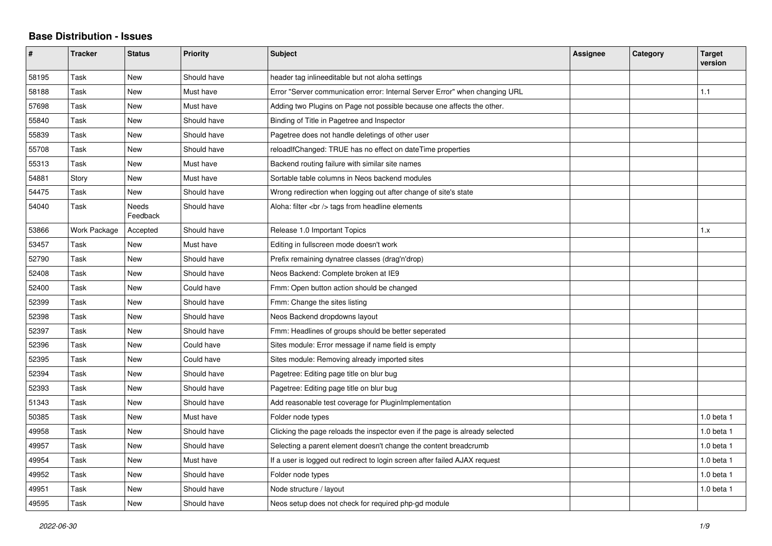# Base Distribution - Issues

| # | Tracker | Status | Priority | Subject | Assignee | Category | Target version |
|---|---|---|---|---|---|---|---|
| 58195 | Task | New | Should have | header tag inlineeditable but not aloha settings | | | |
| 58188 | Task | New | Must have | Error "Server communication error: Internal Server Error" when changing URL | | | 1.1 |
| 57698 | Task | New | Must have | Adding two Plugins on Page not possible because one affects the other. | | | |
| 55840 | Task | New | Should have | Binding of Title in Pagetree and Inspector | | | |
| 55839 | Task | New | Should have | Pagetree does not handle deletings of other user | | | |
| 55708 | Task | New | Should have | reloadIfChanged: TRUE has no effect on dateTime properties | | | |
| 55313 | Task | New | Must have | Backend routing failure with similar site names | | | |
| 54881 | Story | New | Must have | Sortable table columns in Neos backend modules | | | |
| 54475 | Task | New | Should have | Wrong redirection when logging out after change of site's state | | | |
| 54040 | Task | Needs Feedback | Should have | Aloha: filter <br /> tags from headline elements | | | |
| 53866 | Work Package | Accepted | Should have | Release 1.0 Important Topics | | | 1.x |
| 53457 | Task | New | Must have | Editing in fullscreen mode doesn't work | | | |
| 52790 | Task | New | Should have | Prefix remaining dynatree classes (drag'n'drop) | | | |
| 52408 | Task | New | Should have | Neos Backend: Complete broken at IE9 | | | |
| 52400 | Task | New | Could have | Fmm: Open button action should be changed | | | |
| 52399 | Task | New | Should have | Fmm: Change the sites listing | | | |
| 52398 | Task | New | Should have | Neos Backend dropdowns layout | | | |
| 52397 | Task | New | Should have | Fmm: Headlines of groups should be better seperated | | | |
| 52396 | Task | New | Could have | Sites module: Error message if name field is empty | | | |
| 52395 | Task | New | Could have | Sites module: Removing already imported sites | | | |
| 52394 | Task | New | Should have | Pagetree: Editing page title on blur bug | | | |
| 52393 | Task | New | Should have | Pagetree: Editing page title on blur bug | | | |
| 51343 | Task | New | Should have | Add reasonable test coverage for PluginImplementation | | | |
| 50385 | Task | New | Must have | Folder node types | | | 1.0 beta 1 |
| 49958 | Task | New | Should have | Clicking the page reloads the inspector even if the page is already selected | | | 1.0 beta 1 |
| 49957 | Task | New | Should have | Selecting a parent element doesn't change the content breadcrumb | | | 1.0 beta 1 |
| 49954 | Task | New | Must have | If a user is logged out redirect to login screen after failed AJAX request | | | 1.0 beta 1 |
| 49952 | Task | New | Should have | Folder node types | | | 1.0 beta 1 |
| 49951 | Task | New | Should have | Node structure / layout | | | 1.0 beta 1 |
| 49595 | Task | New | Should have | Neos setup does not check for required php-gd module | | | |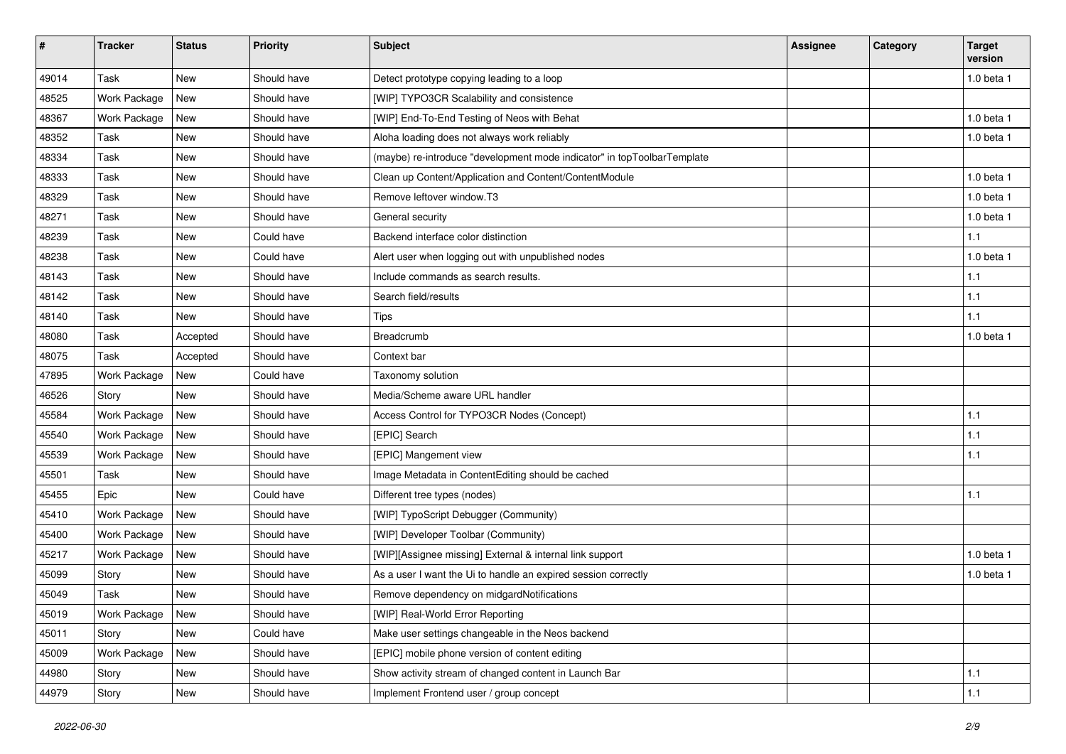| # | Tracker | Status | Priority | Subject | Assignee | Category | Target version |
|---|---|---|---|---|---|---|---|
| 49014 | Task | New | Should have | Detect prototype copying leading to a loop | | | 1.0 beta 1 |
| 48525 | Work Package | New | Should have | [WIP] TYPO3CR Scalability and consistence | | | |
| 48367 | Work Package | New | Should have | [WIP] End-To-End Testing of Neos with Behat | | | 1.0 beta 1 |
| 48352 | Task | New | Should have | Aloha loading does not always work reliably | | | 1.0 beta 1 |
| 48334 | Task | New | Should have | (maybe) re-introduce "development mode indicator" in topToolbarTemplate | | | |
| 48333 | Task | New | Should have | Clean up Content/Application and Content/ContentModule | | | 1.0 beta 1 |
| 48329 | Task | New | Should have | Remove leftover window.T3 | | | 1.0 beta 1 |
| 48271 | Task | New | Should have | General security | | | 1.0 beta 1 |
| 48239 | Task | New | Could have | Backend interface color distinction | | | 1.1 |
| 48238 | Task | New | Could have | Alert user when logging out with unpublished nodes | | | 1.0 beta 1 |
| 48143 | Task | New | Should have | Include commands as search results. | | | 1.1 |
| 48142 | Task | New | Should have | Search field/results | | | 1.1 |
| 48140 | Task | New | Should have | Tips | | | 1.1 |
| 48080 | Task | Accepted | Should have | Breadcrumb | | | 1.0 beta 1 |
| 48075 | Task | Accepted | Should have | Context bar | | | |
| 47895 | Work Package | New | Could have | Taxonomy solution | | | |
| 46526 | Story | New | Should have | Media/Scheme aware URL handler | | | |
| 45584 | Work Package | New | Should have | Access Control for TYPO3CR Nodes (Concept) | | | 1.1 |
| 45540 | Work Package | New | Should have | [EPIC] Search | | | 1.1 |
| 45539 | Work Package | New | Should have | [EPIC] Mangement view | | | 1.1 |
| 45501 | Task | New | Should have | Image Metadata in ContentEditing should be cached | | | |
| 45455 | Epic | New | Could have | Different tree types (nodes) | | | 1.1 |
| 45410 | Work Package | New | Should have | [WIP] TypoScript Debugger (Community) | | | |
| 45400 | Work Package | New | Should have | [WIP] Developer Toolbar (Community) | | | |
| 45217 | Work Package | New | Should have | [WIP][Assignee missing] External & internal link support | | | 1.0 beta 1 |
| 45099 | Story | New | Should have | As a user I want the Ui to handle an expired session correctly | | | 1.0 beta 1 |
| 45049 | Task | New | Should have | Remove dependency on midgardNotifications | | | |
| 45019 | Work Package | New | Should have | [WIP] Real-World Error Reporting | | | |
| 45011 | Story | New | Could have | Make user settings changeable in the Neos backend | | | |
| 45009 | Work Package | New | Should have | [EPIC] mobile phone version of content editing | | | |
| 44980 | Story | New | Should have | Show activity stream of changed content in Launch Bar | | | 1.1 |
| 44979 | Story | New | Should have | Implement Frontend user / group concept | | | 1.1 |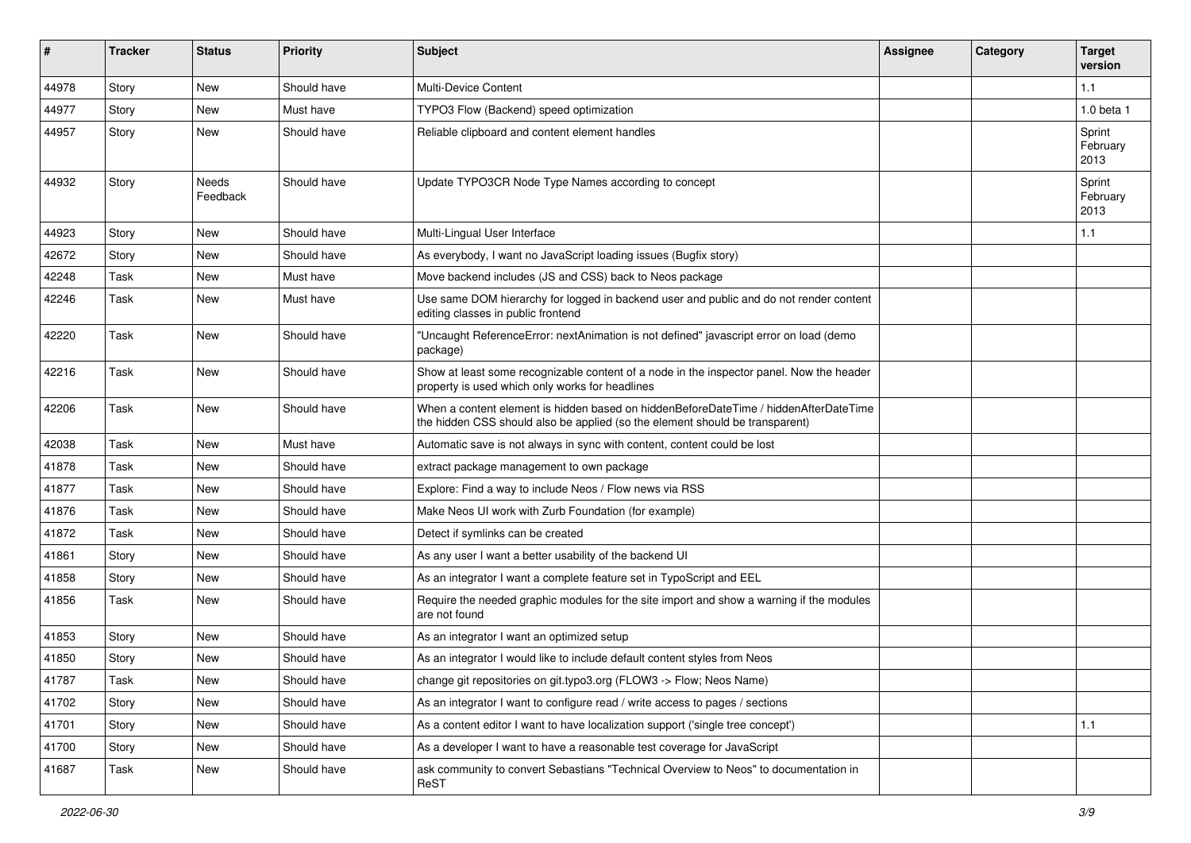| # | Tracker | Status | Priority | Subject | Assignee | Category | Target version |
|---|---|---|---|---|---|---|---|
| 44978 | Story | New | Should have | Multi-Device Content | | | 1.1 |
| 44977 | Story | New | Must have | TYPO3 Flow (Backend) speed optimization | | | 1.0 beta 1 |
| 44957 | Story | New | Should have | Reliable clipboard and content element handles | | | Sprint February 2013 |
| 44932 | Story | Needs Feedback | Should have | Update TYPO3CR Node Type Names according to concept | | | Sprint February 2013 |
| 44923 | Story | New | Should have | Multi-Lingual User Interface | | | 1.1 |
| 42672 | Story | New | Should have | As everybody, I want no JavaScript loading issues (Bugfix story) | | | |
| 42248 | Task | New | Must have | Move backend includes (JS and CSS) back to Neos package | | | |
| 42246 | Task | New | Must have | Use same DOM hierarchy for logged in backend user and public and do not render content editing classes in public frontend | | | |
| 42220 | Task | New | Should have | "Uncaught ReferenceError: nextAnimation is not defined" javascript error on load (demo package) | | | |
| 42216 | Task | New | Should have | Show at least some recognizable content of a node in the inspector panel. Now the header property is used which only works for headlines | | | |
| 42206 | Task | New | Should have | When a content element is hidden based on hiddenBeforeDateTime / hiddenAfterDateTime the hidden CSS should also be applied (so the element should be transparent) | | | |
| 42038 | Task | New | Must have | Automatic save is not always in sync with content, content could be lost | | | |
| 41878 | Task | New | Should have | extract package management to own package | | | |
| 41877 | Task | New | Should have | Explore: Find a way to include Neos / Flow news via RSS | | | |
| 41876 | Task | New | Should have | Make Neos UI work with Zurb Foundation (for example) | | | |
| 41872 | Task | New | Should have | Detect if symlinks can be created | | | |
| 41861 | Story | New | Should have | As any user I want a better usability of the backend UI | | | |
| 41858 | Story | New | Should have | As an integrator I want a complete feature set in TypoScript and EEL | | | |
| 41856 | Task | New | Should have | Require the needed graphic modules for the site import and show a warning if the modules are not found | | | |
| 41853 | Story | New | Should have | As an integrator I want an optimized setup | | | |
| 41850 | Story | New | Should have | As an integrator I would like to include default content styles from Neos | | | |
| 41787 | Task | New | Should have | change git repositories on git.typo3.org (FLOW3 -> Flow; Neos Name) | | | |
| 41702 | Story | New | Should have | As an integrator I want to configure read / write access to pages / sections | | | |
| 41701 | Story | New | Should have | As a content editor I want to have localization support ('single tree concept') | | | 1.1 |
| 41700 | Story | New | Should have | As a developer I want to have a reasonable test coverage for JavaScript | | | |
| 41687 | Task | New | Should have | ask community to convert Sebastians "Technical Overview to Neos" to documentation in ReST | | | |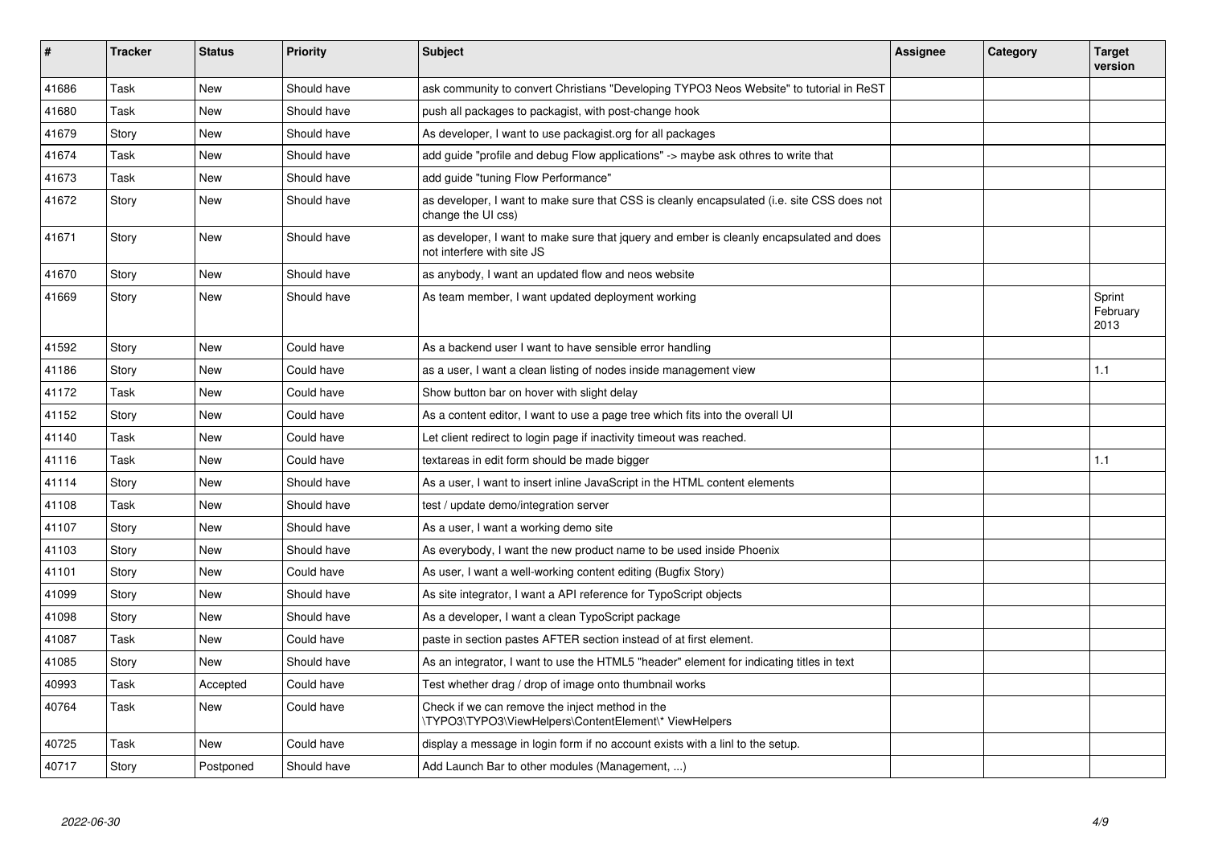| # | Tracker | Status | Priority | Subject | Assignee | Category | Target version |
|---|---|---|---|---|---|---|---|
| 41686 | Task | New | Should have | ask community to convert Christians "Developing TYPO3 Neos Website" to tutorial in ReST | | | |
| 41680 | Task | New | Should have | push all packages to packagist, with post-change hook | | | |
| 41679 | Story | New | Should have | As developer, I want to use packagist.org for all packages | | | |
| 41674 | Task | New | Should have | add guide "profile and debug Flow applications" -> maybe ask othres to write that | | | |
| 41673 | Task | New | Should have | add guide "tuning Flow Performance" | | | |
| 41672 | Story | New | Should have | as developer, I want to make sure that CSS is cleanly encapsulated (i.e. site CSS does not change the UI css) | | | |
| 41671 | Story | New | Should have | as developer, I want to make sure that jquery and ember is cleanly encapsulated and does not interfere with site JS | | | |
| 41670 | Story | New | Should have | as anybody, I want an updated flow and neos website | | | |
| 41669 | Story | New | Should have | As team member, I want updated deployment working | | | Sprint February 2013 |
| 41592 | Story | New | Could have | As a backend user I want to have sensible error handling | | | |
| 41186 | Story | New | Could have | as a user, I want a clean listing of nodes inside management view | | | 1.1 |
| 41172 | Task | New | Could have | Show button bar on hover with slight delay | | | |
| 41152 | Story | New | Could have | As a content editor, I want to use a page tree which fits into the overall UI | | | |
| 41140 | Task | New | Could have | Let client redirect to login page if inactivity timeout was reached. | | | |
| 41116 | Task | New | Could have | textareas in edit form should be made bigger | | | 1.1 |
| 41114 | Story | New | Should have | As a user, I want to insert inline JavaScript in the HTML content elements | | | |
| 41108 | Task | New | Should have | test / update demo/integration server | | | |
| 41107 | Story | New | Should have | As a user, I want a working demo site | | | |
| 41103 | Story | New | Should have | As everybody, I want the new product name to be used inside Phoenix | | | |
| 41101 | Story | New | Could have | As user, I want a well-working content editing (Bugfix Story) | | | |
| 41099 | Story | New | Should have | As site integrator, I want a API reference for TypoScript objects | | | |
| 41098 | Story | New | Should have | As a developer, I want a clean TypoScript package | | | |
| 41087 | Task | New | Could have | paste in section pastes AFTER section instead of at first element. | | | |
| 41085 | Story | New | Should have | As an integrator, I want to use the HTML5 "header" element for indicating titles in text | | | |
| 40993 | Task | Accepted | Could have | Test whether drag / drop of image onto thumbnail works | | | |
| 40764 | Task | New | Could have | Check if we can remove the inject method in the \TYPO3\TYPO3\ViewHelpers\ContentElement\* ViewHelpers | | | |
| 40725 | Task | New | Could have | display a message in login form if no account exists with a linl to the setup. | | | |
| 40717 | Story | Postponed | Should have | Add Launch Bar to other modules (Management, ...) | | | |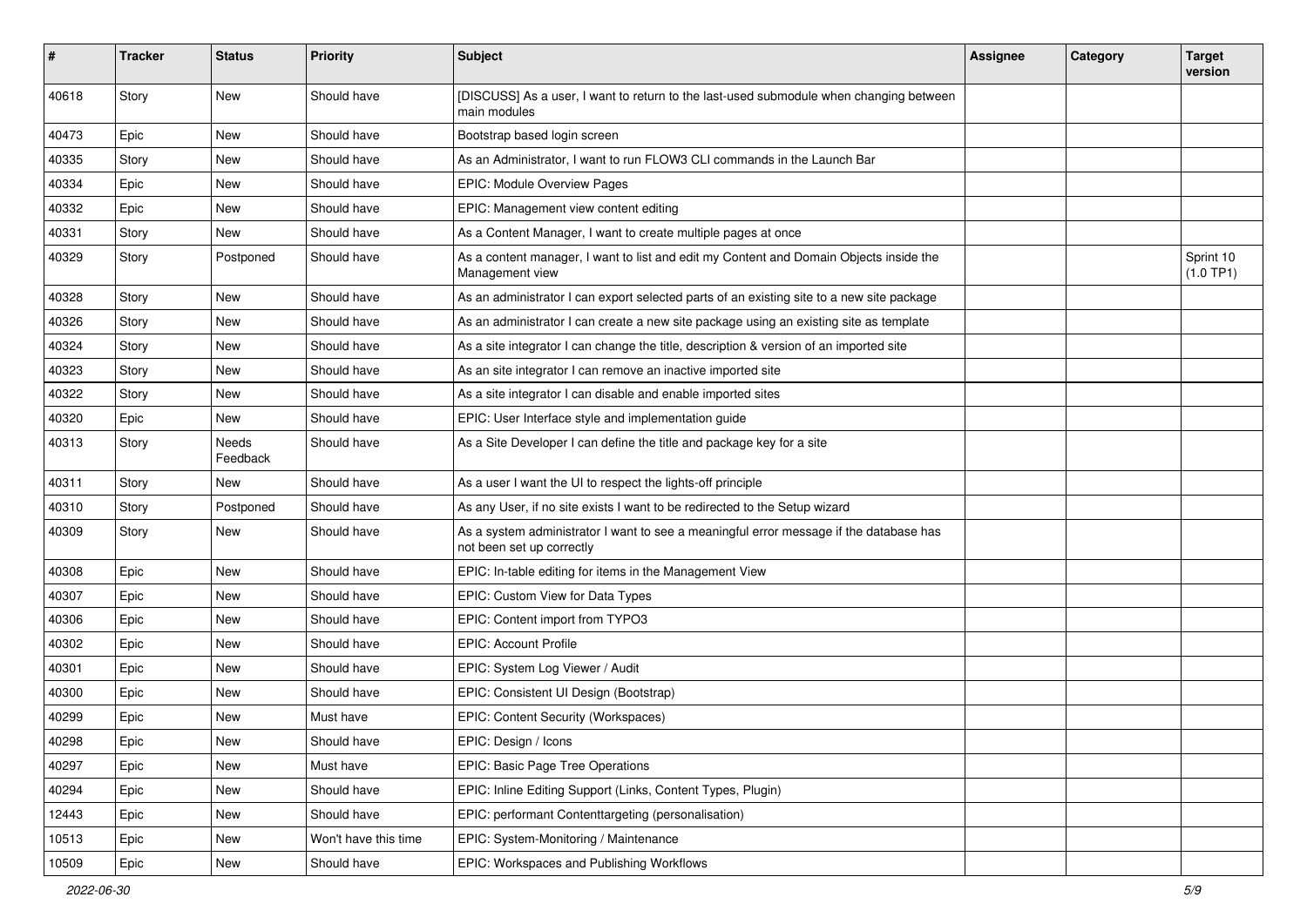| # | Tracker | Status | Priority | Subject | Assignee | Category | Target version |
|---|---|---|---|---|---|---|---|
| 40618 | Story | New | Should have | [DISCUSS] As a user, I want to return to the last-used submodule when changing between main modules | | | |
| 40473 | Epic | New | Should have | Bootstrap based login screen | | | |
| 40335 | Story | New | Should have | As an Administrator, I want to run FLOW3 CLI commands in the Launch Bar | | | |
| 40334 | Epic | New | Should have | EPIC: Module Overview Pages | | | |
| 40332 | Epic | New | Should have | EPIC: Management view content editing | | | |
| 40331 | Story | New | Should have | As a Content Manager, I want to create multiple pages at once | | | |
| 40329 | Story | Postponed | Should have | As a content manager, I want to list and edit my Content and Domain Objects inside the Management view | | | Sprint 10 (1.0 TP1) |
| 40328 | Story | New | Should have | As an administrator I can export selected parts of an existing site to a new site package | | | |
| 40326 | Story | New | Should have | As an administrator I can create a new site package using an existing site as template | | | |
| 40324 | Story | New | Should have | As a site integrator I can change the title, description & version of an imported site | | | |
| 40323 | Story | New | Should have | As an site integrator I can remove an inactive imported site | | | |
| 40322 | Story | New | Should have | As a site integrator I can disable and enable imported sites | | | |
| 40320 | Epic | New | Should have | EPIC: User Interface style and implementation guide | | | |
| 40313 | Story | Needs Feedback | Should have | As a Site Developer I can define the title and package key for a site | | | |
| 40311 | Story | New | Should have | As a user I want the UI to respect the lights-off principle | | | |
| 40310 | Story | Postponed | Should have | As any User, if no site exists I want to be redirected to the Setup wizard | | | |
| 40309 | Story | New | Should have | As a system administrator I want to see a meaningful error message if the database has not been set up correctly | | | |
| 40308 | Epic | New | Should have | EPIC: In-table editing for items in the Management View | | | |
| 40307 | Epic | New | Should have | EPIC: Custom View for Data Types | | | |
| 40306 | Epic | New | Should have | EPIC: Content import from TYPO3 | | | |
| 40302 | Epic | New | Should have | EPIC: Account Profile | | | |
| 40301 | Epic | New | Should have | EPIC: System Log Viewer / Audit | | | |
| 40300 | Epic | New | Should have | EPIC: Consistent UI Design (Bootstrap) | | | |
| 40299 | Epic | New | Must have | EPIC: Content Security (Workspaces) | | | |
| 40298 | Epic | New | Should have | EPIC: Design / Icons | | | |
| 40297 | Epic | New | Must have | EPIC: Basic Page Tree Operations | | | |
| 40294 | Epic | New | Should have | EPIC: Inline Editing Support (Links, Content Types, Plugin) | | | |
| 12443 | Epic | New | Should have | EPIC: performant Contenttargeting (personalisation) | | | |
| 10513 | Epic | New | Won't have this time | EPIC: System-Monitoring / Maintenance | | | |
| 10509 | Epic | New | Should have | EPIC: Workspaces and Publishing Workflows | | | |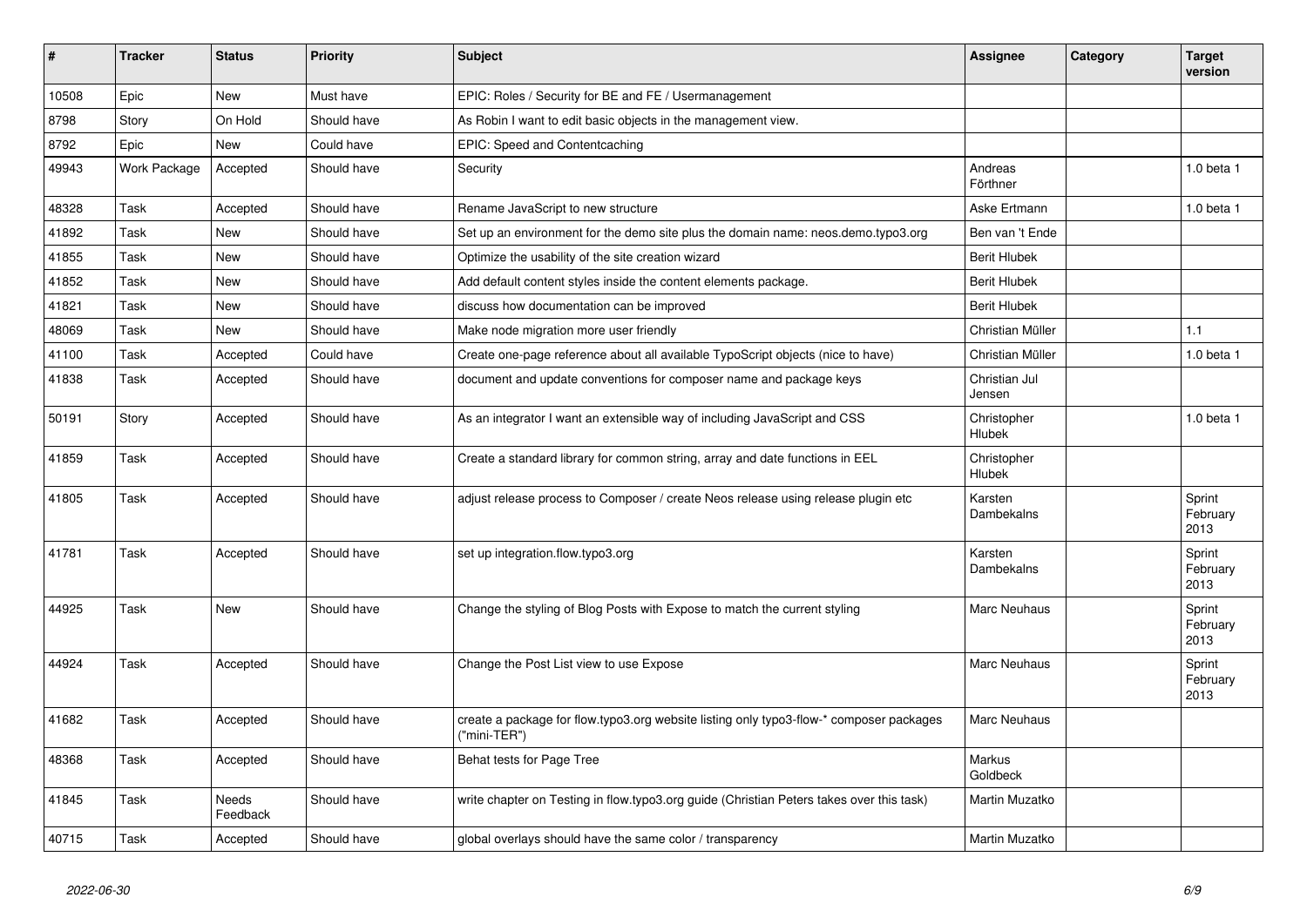| # | Tracker | Status | Priority | Subject | Assignee | Category | Target version |
|---|---|---|---|---|---|---|---|
| 10508 | Epic | New | Must have | EPIC: Roles / Security for BE and FE / Usermanagement | | | |
| 8798 | Story | On Hold | Should have | As Robin I want to edit basic objects in the management view. | | | |
| 8792 | Epic | New | Could have | EPIC: Speed and Contentcaching | | | |
| 49943 | Work Package | Accepted | Should have | Security | Andreas Förthner | | 1.0 beta 1 |
| 48328 | Task | Accepted | Should have | Rename JavaScript to new structure | Aske Ertmann | | 1.0 beta 1 |
| 41892 | Task | New | Should have | Set up an environment for the demo site plus the domain name: neos.demo.typo3.org | Ben van 't Ende | | |
| 41855 | Task | New | Should have | Optimize the usability of the site creation wizard | Berit Hlubek | | |
| 41852 | Task | New | Should have | Add default content styles inside the content elements package. | Berit Hlubek | | |
| 41821 | Task | New | Should have | discuss how documentation can be improved | Berit Hlubek | | |
| 48069 | Task | New | Should have | Make node migration more user friendly | Christian Müller | | 1.1 |
| 41100 | Task | Accepted | Could have | Create one-page reference about all available TypoScript objects (nice to have) | Christian Müller | | 1.0 beta 1 |
| 41838 | Task | Accepted | Should have | document and update conventions for composer name and package keys | Christian Jul Jensen | | |
| 50191 | Story | Accepted | Should have | As an integrator I want an extensible way of including JavaScript and CSS | Christopher Hlubek | | 1.0 beta 1 |
| 41859 | Task | Accepted | Should have | Create a standard library for common string, array and date functions in EEL | Christopher Hlubek | | |
| 41805 | Task | Accepted | Should have | adjust release process to Composer / create Neos release using release plugin etc | Karsten Dambekalns | | Sprint February 2013 |
| 41781 | Task | Accepted | Should have | set up integration.flow.typo3.org | Karsten Dambekalns | | Sprint February 2013 |
| 44925 | Task | New | Should have | Change the styling of Blog Posts with Expose to match the current styling | Marc Neuhaus | | Sprint February 2013 |
| 44924 | Task | Accepted | Should have | Change the Post List view to use Expose | Marc Neuhaus | | Sprint February 2013 |
| 41682 | Task | Accepted | Should have | create a package for flow.typo3.org website listing only typo3-flow-* composer packages ("mini-TER") | Marc Neuhaus | | |
| 48368 | Task | Accepted | Should have | Behat tests for Page Tree | Markus Goldbeck | | |
| 41845 | Task | Needs Feedback | Should have | write chapter on Testing in flow.typo3.org guide (Christian Peters takes over this task) | Martin Muzatko | | |
| 40715 | Task | Accepted | Should have | global overlays should have the same color / transparency | Martin Muzatko | | |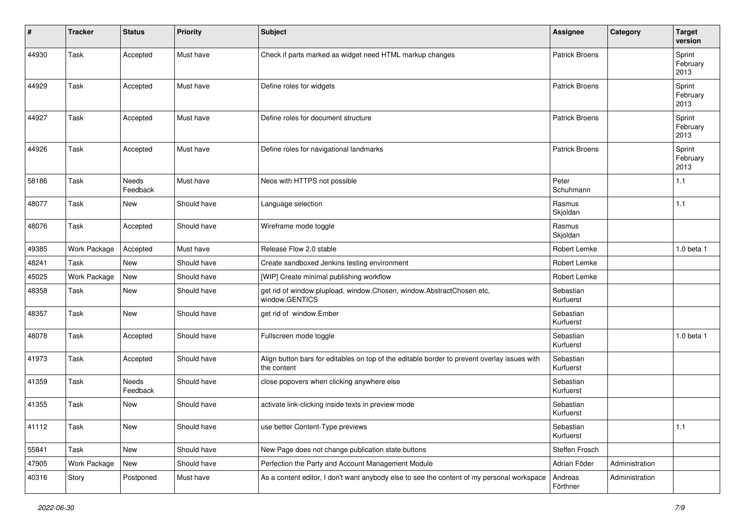| # | Tracker | Status | Priority | Subject | Assignee | Category | Target version |
|---|---|---|---|---|---|---|---|
| 44930 | Task | Accepted | Must have | Check if parts marked as widget need HTML markup changes | Patrick Broens | | Sprint February 2013 |
| 44929 | Task | Accepted | Must have | Define roles for widgets | Patrick Broens | | Sprint February 2013 |
| 44927 | Task | Accepted | Must have | Define roles for document structure | Patrick Broens | | Sprint February 2013 |
| 44926 | Task | Accepted | Must have | Define roles for navigational landmarks | Patrick Broens | | Sprint February 2013 |
| 58186 | Task | Needs Feedback | Must have | Neos with HTTPS not possible | Peter Schuhmann | | 1.1 |
| 48077 | Task | New | Should have | Language selection | Rasmus Skjoldan | | 1.1 |
| 48076 | Task | Accepted | Should have | Wireframe mode toggle | Rasmus Skjoldan | | |
| 49385 | Work Package | Accepted | Must have | Release Flow 2.0 stable | Robert Lemke | | 1.0 beta 1 |
| 48241 | Task | New | Should have | Create sandboxed Jenkins testing environment | Robert Lemke | | |
| 45025 | Work Package | New | Should have | [WIP] Create minimal publishing workflow | Robert Lemke | | |
| 48358 | Task | New | Should have | get rid of window.plupload, window.Chosen, window.AbstractChosen etc, window.GENTICS | Sebastian Kurfuerst | | |
| 48357 | Task | New | Should have | get rid of window.Ember | Sebastian Kurfuerst | | |
| 48078 | Task | Accepted | Should have | Fullscreen mode toggle | Sebastian Kurfuerst | | 1.0 beta 1 |
| 41973 | Task | Accepted | Should have | Align button bars for editables on top of the editable border to prevent overlay issues with the content | Sebastian Kurfuerst | | |
| 41359 | Task | Needs Feedback | Should have | close popovers when clicking anywhere else | Sebastian Kurfuerst | | |
| 41355 | Task | New | Should have | activate link-clicking inside texts in preview mode | Sebastian Kurfuerst | | |
| 41112 | Task | New | Should have | use better Content-Type previews | Sebastian Kurfuerst | | 1.1 |
| 55841 | Task | New | Should have | New Page does not change publication state buttons | Steffen Frosch | | |
| 47905 | Work Package | New | Should have | Perfection the Party and Account Management Module | Adrian Föder | Administration | |
| 40316 | Story | Postponed | Must have | As a content editor, I don't want anybody else to see the content of my personal workspace | Andreas Förthner | Administration | |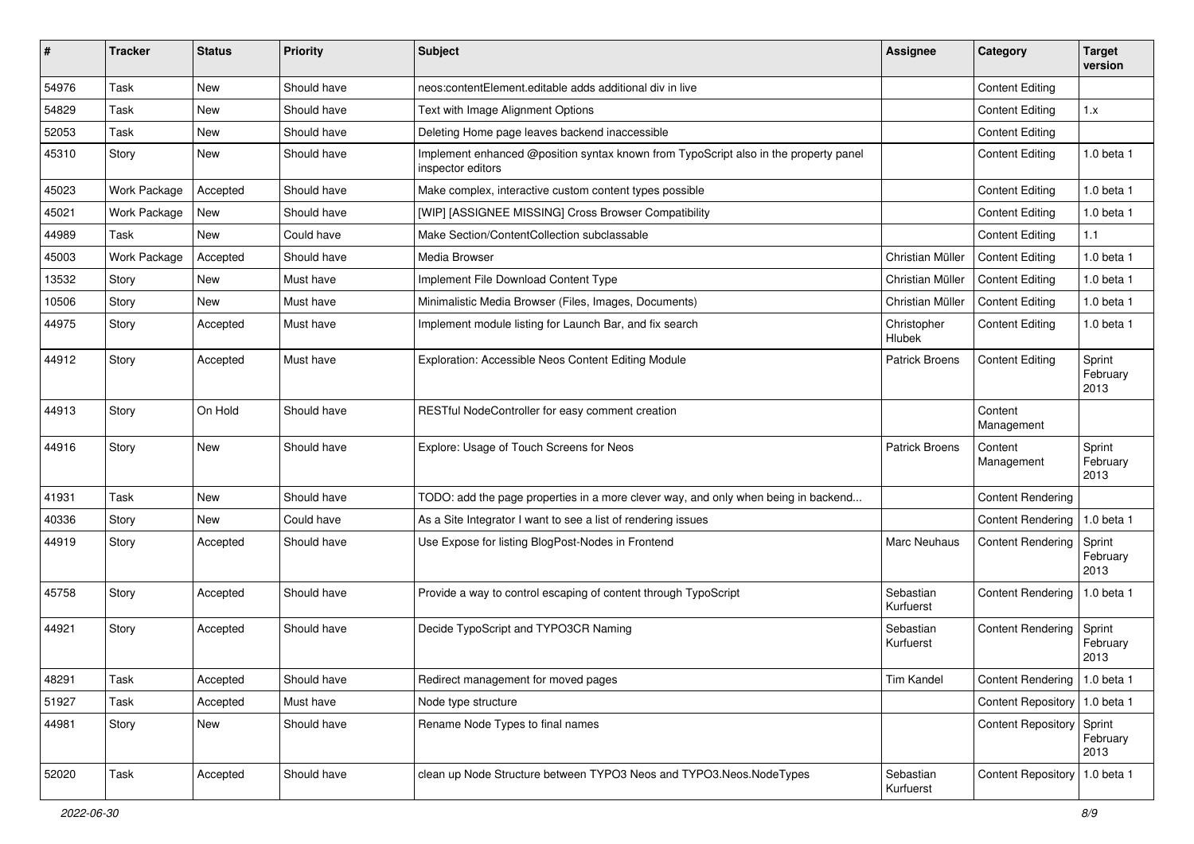| # | Tracker | Status | Priority | Subject | Assignee | Category | Target version |
|---|---|---|---|---|---|---|---|
| 54976 | Task | New | Should have | neos:contentElement.editable adds additional div in live | | Content Editing | |
| 54829 | Task | New | Should have | Text with Image Alignment Options | | Content Editing | 1.x |
| 52053 | Task | New | Should have | Deleting Home page leaves backend inaccessible | | Content Editing | |
| 45310 | Story | New | Should have | Implement enhanced @position syntax known from TypoScript also in the property panel inspector editors | | Content Editing | 1.0 beta 1 |
| 45023 | Work Package | Accepted | Should have | Make complex, interactive custom content types possible | | Content Editing | 1.0 beta 1 |
| 45021 | Work Package | New | Should have | [WIP] [ASSIGNEE MISSING] Cross Browser Compatibility | | Content Editing | 1.0 beta 1 |
| 44989 | Task | New | Could have | Make Section/ContentCollection subclassable | | Content Editing | 1.1 |
| 45003 | Work Package | Accepted | Should have | Media Browser | Christian Müller | Content Editing | 1.0 beta 1 |
| 13532 | Story | New | Must have | Implement File Download Content Type | Christian Müller | Content Editing | 1.0 beta 1 |
| 10506 | Story | New | Must have | Minimalistic Media Browser (Files, Images, Documents) | Christian Müller | Content Editing | 1.0 beta 1 |
| 44975 | Story | Accepted | Must have | Implement module listing for Launch Bar, and fix search | Christopher Hlubek | Content Editing | 1.0 beta 1 |
| 44912 | Story | Accepted | Must have | Exploration: Accessible Neos Content Editing Module | Patrick Broens | Content Editing | Sprint February 2013 |
| 44913 | Story | On Hold | Should have | RESTful NodeController for easy comment creation | | Content Management | |
| 44916 | Story | New | Should have | Explore: Usage of Touch Screens for Neos | Patrick Broens | Content Management | Sprint February 2013 |
| 41931 | Task | New | Should have | TODO: add the page properties in a more clever way, and only when being in backend... | | Content Rendering | |
| 40336 | Story | New | Could have | As a Site Integrator I want to see a list of rendering issues | | Content Rendering | 1.0 beta 1 |
| 44919 | Story | Accepted | Should have | Use Expose for listing BlogPost-Nodes in Frontend | Marc Neuhaus | Content Rendering | Sprint February 2013 |
| 45758 | Story | Accepted | Should have | Provide a way to control escaping of content through TypoScript | Sebastian Kurfuerst | Content Rendering | 1.0 beta 1 |
| 44921 | Story | Accepted | Should have | Decide TypoScript and TYPO3CR Naming | Sebastian Kurfuerst | Content Rendering | Sprint February 2013 |
| 48291 | Task | Accepted | Should have | Redirect management for moved pages | Tim Kandel | Content Rendering | 1.0 beta 1 |
| 51927 | Task | Accepted | Must have | Node type structure | | Content Repository | 1.0 beta 1 |
| 44981 | Story | New | Should have | Rename Node Types to final names | | Content Repository | Sprint February 2013 |
| 52020 | Task | Accepted | Should have | clean up Node Structure between TYPO3 Neos and TYPO3.Neos.NodeTypes | Sebastian Kurfuerst | Content Repository | 1.0 beta 1 |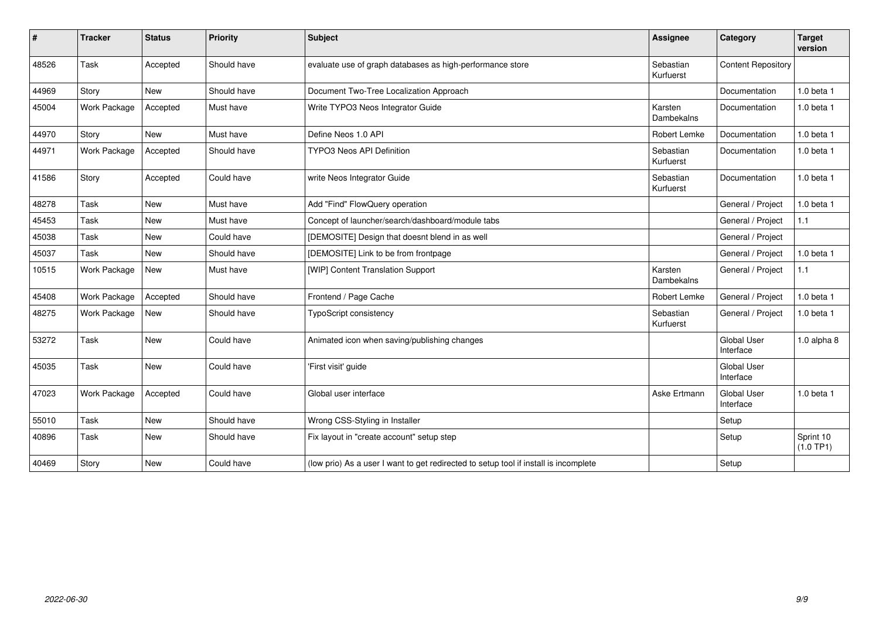| # | Tracker | Status | Priority | Subject | Assignee | Category | Target version |
|---|---|---|---|---|---|---|---|
| 48526 | Task | Accepted | Should have | evaluate use of graph databases as high-performance store | Sebastian Kurfuerst | Content Repository | |
| 44969 | Story | New | Should have | Document Two-Tree Localization Approach | | Documentation | 1.0 beta 1 |
| 45004 | Work Package | Accepted | Must have | Write TYPO3 Neos Integrator Guide | Karsten Dambekalns | Documentation | 1.0 beta 1 |
| 44970 | Story | New | Must have | Define Neos 1.0 API | Robert Lemke | Documentation | 1.0 beta 1 |
| 44971 | Work Package | Accepted | Should have | TYPO3 Neos API Definition | Sebastian Kurfuerst | Documentation | 1.0 beta 1 |
| 41586 | Story | Accepted | Could have | write Neos Integrator Guide | Sebastian Kurfuerst | Documentation | 1.0 beta 1 |
| 48278 | Task | New | Must have | Add "Find" FlowQuery operation | | General / Project | 1.0 beta 1 |
| 45453 | Task | New | Must have | Concept of launcher/search/dashboard/module tabs | | General / Project | 1.1 |
| 45038 | Task | New | Could have | [DEMOSITE] Design that doesnt blend in as well | | General / Project | |
| 45037 | Task | New | Should have | [DEMOSITE] Link to be from frontpage | | General / Project | 1.0 beta 1 |
| 10515 | Work Package | New | Must have | [WIP] Content Translation Support | Karsten Dambekalns | General / Project | 1.1 |
| 45408 | Work Package | Accepted | Should have | Frontend / Page Cache | Robert Lemke | General / Project | 1.0 beta 1 |
| 48275 | Work Package | New | Should have | TypoScript consistency | Sebastian Kurfuerst | General / Project | 1.0 beta 1 |
| 53272 | Task | New | Could have | Animated icon when saving/publishing changes | | Global User Interface | 1.0 alpha 8 |
| 45035 | Task | New | Could have | 'First visit' guide | | Global User Interface | |
| 47023 | Work Package | Accepted | Could have | Global user interface | Aske Ertmann | Global User Interface | 1.0 beta 1 |
| 55010 | Task | New | Should have | Wrong CSS-Styling in Installer | | Setup | |
| 40896 | Task | New | Should have | Fix layout in "create account" setup step | | Setup | Sprint 10 (1.0 TP1) |
| 40469 | Story | New | Could have | (low prio) As a user I want to get redirected to setup tool if install is incomplete | | Setup | |